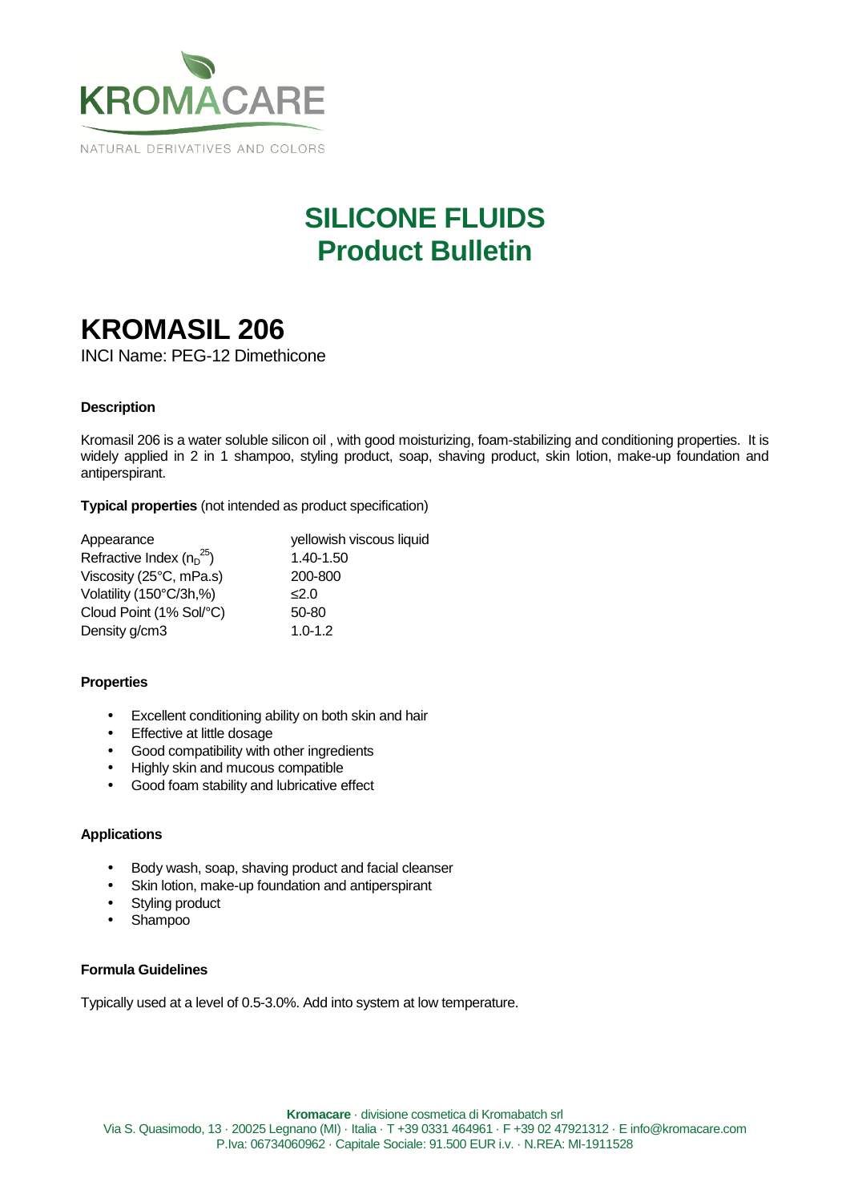KROMACARE

NATURAL DERIVATIVES AND COLORS

# SILICONE FLUIDS
# Product Bulletin

## KROMASIL 206

INCI Name: PEG-12 Dimethicone

### Description

Kromasil 206 is a water soluble silicon oil , with good moisturizing, foam-stabilizing and conditioning properties. It is widely applied in 2 in 1 shampoo, styling product, soap, shaving product, skin lotion, make-up foundation and antiperspirant.

**Typical properties** (not intended as product specification)

| | |
|---|---|
| Appearance | yellowish viscous liquid |
| Refractive Index ($n_D^{25}$) | 1.40-1.50 |
| Viscosity (25°C, mPa.s) | 200-800 |
| Volatility (150°C/3h,%) | ≤2.0 |
| Cloud Point (1% Sol/°C) | 50-80 |
| Density g/cm3 | 1.0-1.2 |

### Properties

- Excellent conditioning ability on both skin and hair
- Effective at little dosage
- Good compatibility with other ingredients
- Highly skin and mucous compatible
- Good foam stability and lubricative effect

### Applications

- Body wash, soap, shaving product and facial cleanser
- Skin lotion, make-up foundation and antiperspirant
- Styling product
- Shampoo

### Formula Guidelines

Typically used at a level of 0.5-3.0%. Add into system at low temperature.

**Kromacare** · divisione cosmetica di Kromabatch srl
Via S. Quasimodo, 13 · 20025 Legnano (MI) · Italia · T +39 0331 464961 · F +39 02 47921312 · E info@kromacare.com
P.Iva: 06734060962 · Capitale Sociale: 91.500 EUR i.v. · N.REA: MI-1911528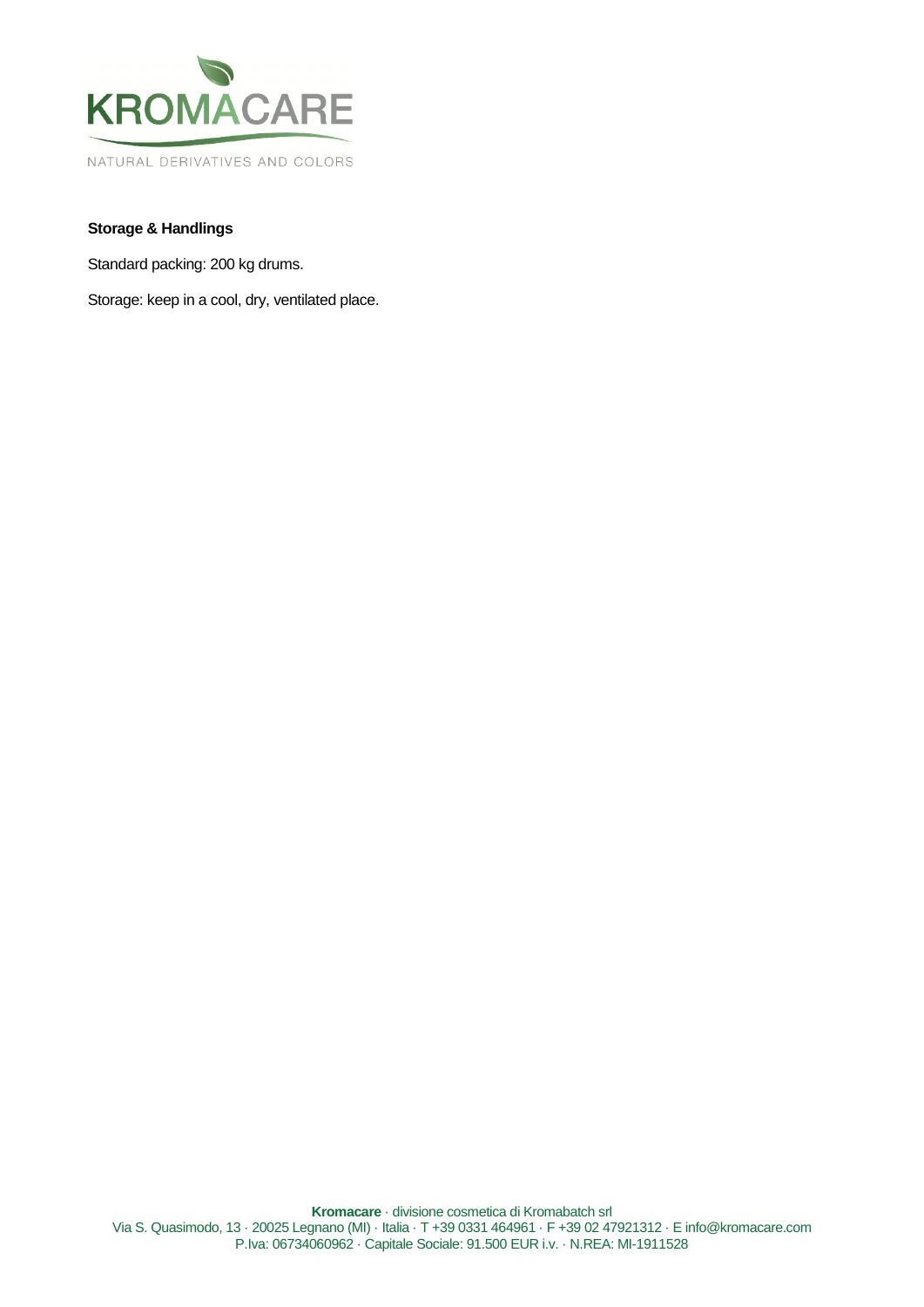**Storage & Handlings**

Standard packing: 200 kg drums.

Storage: keep in a cool, dry, ventilated place.